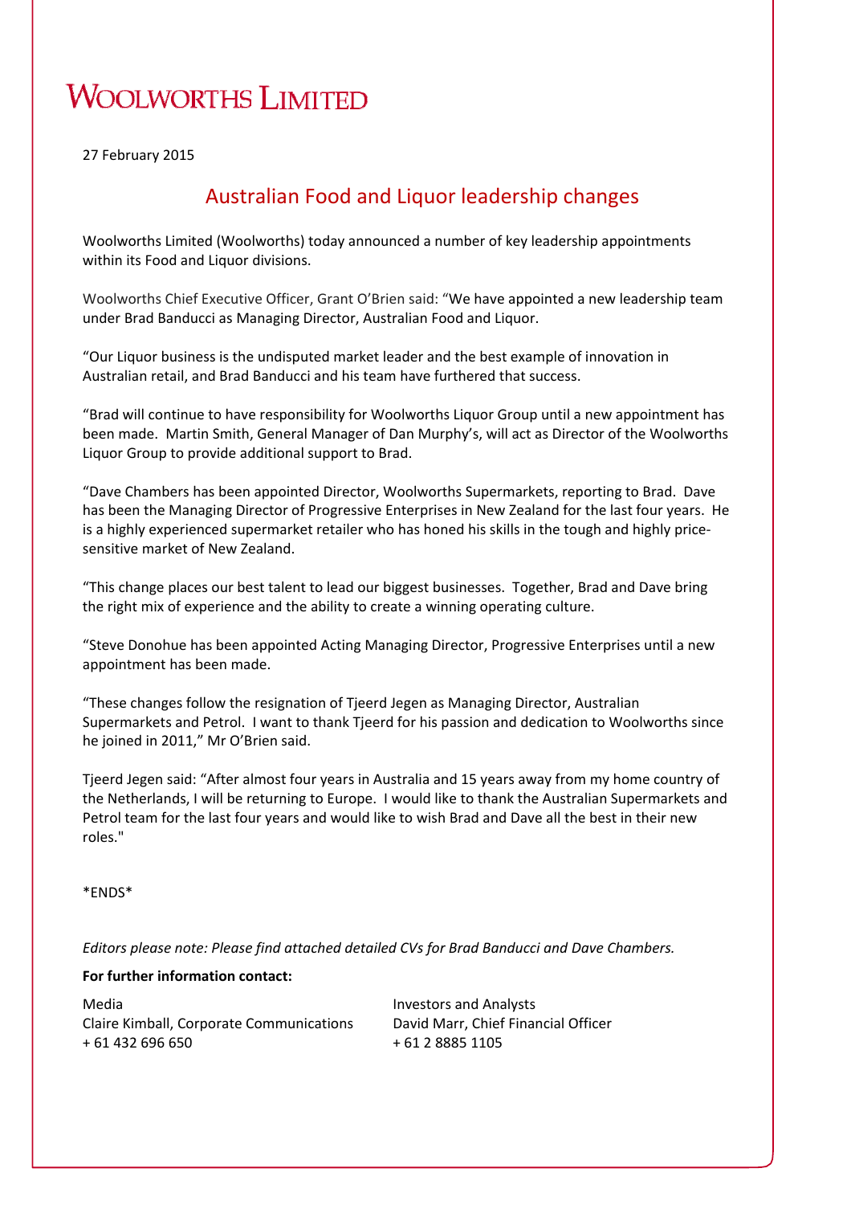# Woolworths Limited

27 February 2015

## Australian Food and Liquor leadership changes

Woolworths Limited (Woolworths) today announced a number of key leadership appointments within its Food and Liquor divisions.

Woolworths Chief Executive Officer, Grant O'Brien said: "We have appointed a new leadership team under Brad Banducci as Managing Director, Australian Food and Liquor.

"Our Liquor business is the undisputed market leader and the best example of innovation in Australian retail, and Brad Banducci and his team have furthered that success.

"Brad will continue to have responsibility for Woolworths Liquor Group until a new appointment has been made. Martin Smith, General Manager of Dan Murphy's, will act as Director of the Woolworths Liquor Group to provide additional support to Brad.

"Dave Chambers has been appointed Director, Woolworths Supermarkets, reporting to Brad. Dave has been the Managing Director of Progressive Enterprises in New Zealand for the last four years. He is a highly experienced supermarket retailer who has honed his skills in the tough and highly price-sensitive market of New Zealand.

"This change places our best talent to lead our biggest businesses. Together, Brad and Dave bring the right mix of experience and the ability to create a winning operating culture.

"Steve Donohue has been appointed Acting Managing Director, Progressive Enterprises until a new appointment has been made.

"These changes follow the resignation of Tjeerd Jegen as Managing Director, Australian Supermarkets and Petrol. I want to thank Tjeerd for his passion and dedication to Woolworths since he joined in 2011," Mr O'Brien said.

Tjeerd Jegen said: "After almost four years in Australia and 15 years away from my home country of the Netherlands, I will be returning to Europe. I would like to thank the Australian Supermarkets and Petrol team for the last four years and would like to wish Brad and Dave all the best in their new roles."

*ENDS*

*Editors please note: Please find attached detailed CVs for Brad Banducci and Dave Chambers.*

**For further information contact:**

Media
Claire Kimball, Corporate Communications
+ 61 432 696 650

Investors and Analysts
David Marr, Chief Financial Officer
+ 61 2 8885 1105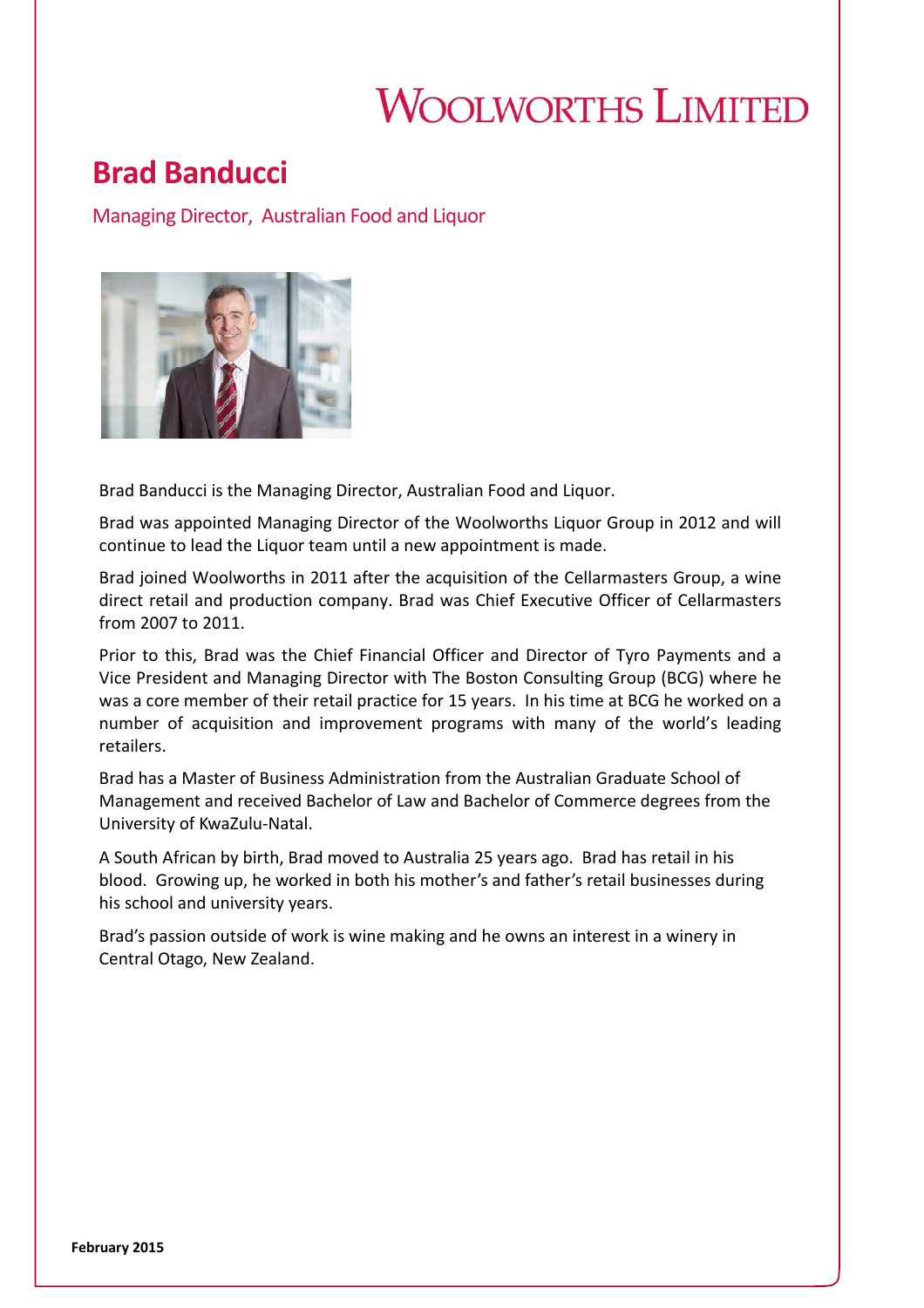# WOOLWORTHS LIMITED

## Brad Banducci

Managing Director, Australian Food and Liquor

Brad Banducci is the Managing Director, Australian Food and Liquor.

Brad was appointed Managing Director of the Woolworths Liquor Group in 2012 and will continue to lead the Liquor team until a new appointment is made.

Brad joined Woolworths in 2011 after the acquisition of the Cellarmasters Group, a wine direct retail and production company. Brad was Chief Executive Officer of Cellarmasters from 2007 to 2011.

Prior to this, Brad was the Chief Financial Officer and Director of Tyro Payments and a Vice President and Managing Director with The Boston Consulting Group (BCG) where he was a core member of their retail practice for 15 years. In his time at BCG he worked on a number of acquisition and improvement programs with many of the world's leading retailers.

Brad has a Master of Business Administration from the Australian Graduate School of Management and received Bachelor of Law and Bachelor of Commerce degrees from the University of KwaZulu-Natal.

A South African by birth, Brad moved to Australia 25 years ago. Brad has retail in his blood. Growing up, he worked in both his mother's and father's retail businesses during his school and university years.

Brad's passion outside of work is wine making and he owns an interest in a winery in Central Otago, New Zealand.

**February 2015**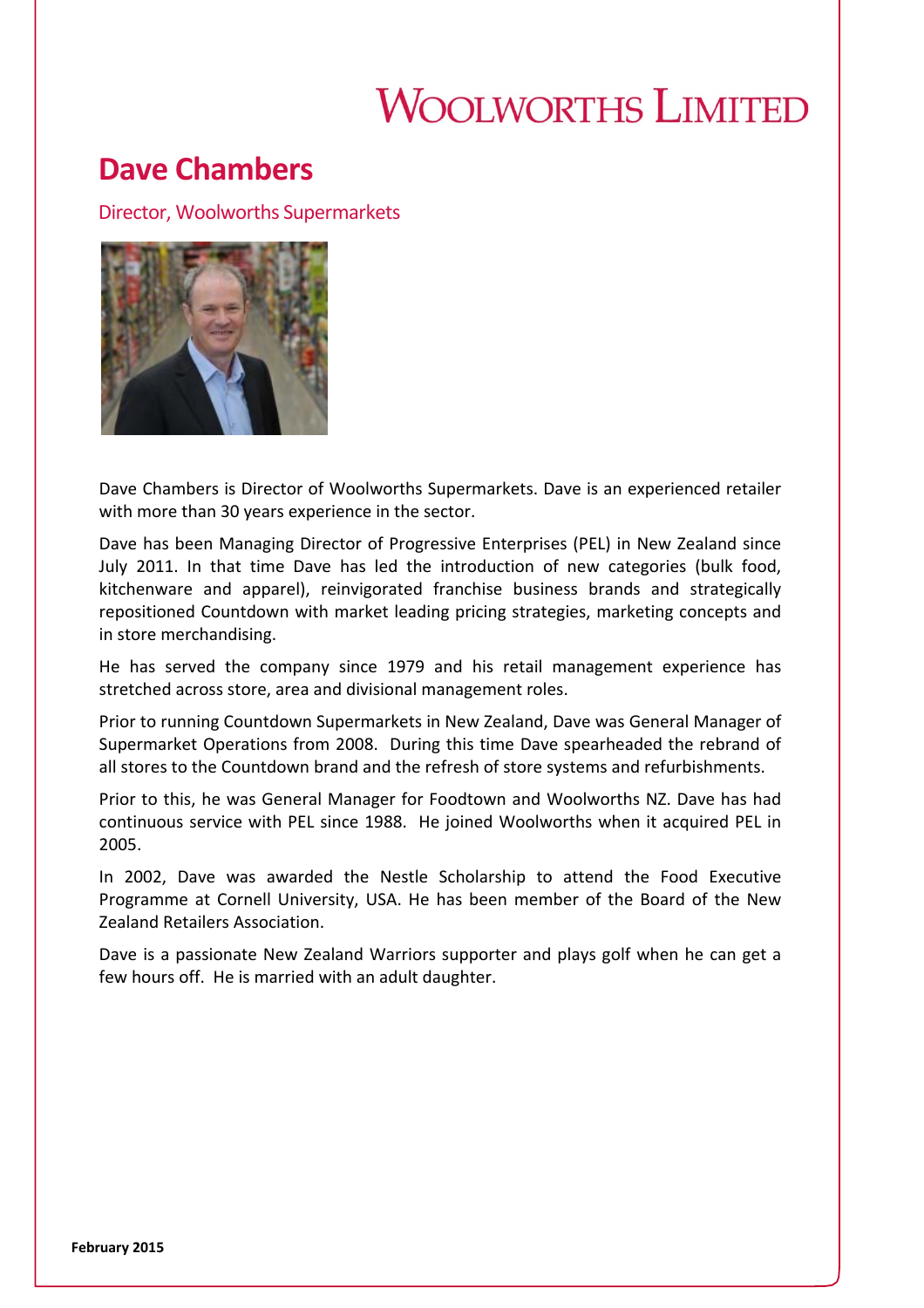WOOLWORTHS LIMITED

# Dave Chambers

Director, Woolworths Supermarkets

Dave Chambers is Director of Woolworths Supermarkets. Dave is an experienced retailer with more than 30 years experience in the sector.

Dave has been Managing Director of Progressive Enterprises (PEL) in New Zealand since July 2011. In that time Dave has led the introduction of new categories (bulk food, kitchenware and apparel), reinvigorated franchise business brands and strategically repositioned Countdown with market leading pricing strategies, marketing concepts and in store merchandising.

He has served the company since 1979 and his retail management experience has stretched across store, area and divisional management roles.

Prior to running Countdown Supermarkets in New Zealand, Dave was General Manager of Supermarket Operations from 2008. During this time Dave spearheaded the rebrand of all stores to the Countdown brand and the refresh of store systems and refurbishments.

Prior to this, he was General Manager for Foodtown and Woolworths NZ. Dave has had continuous service with PEL since 1988. He joined Woolworths when it acquired PEL in 2005.

In 2002, Dave was awarded the Nestle Scholarship to attend the Food Executive Programme at Cornell University, USA. He has been member of the Board of the New Zealand Retailers Association.

Dave is a passionate New Zealand Warriors supporter and plays golf when he can get a few hours off. He is married with an adult daughter.

**February 2015**